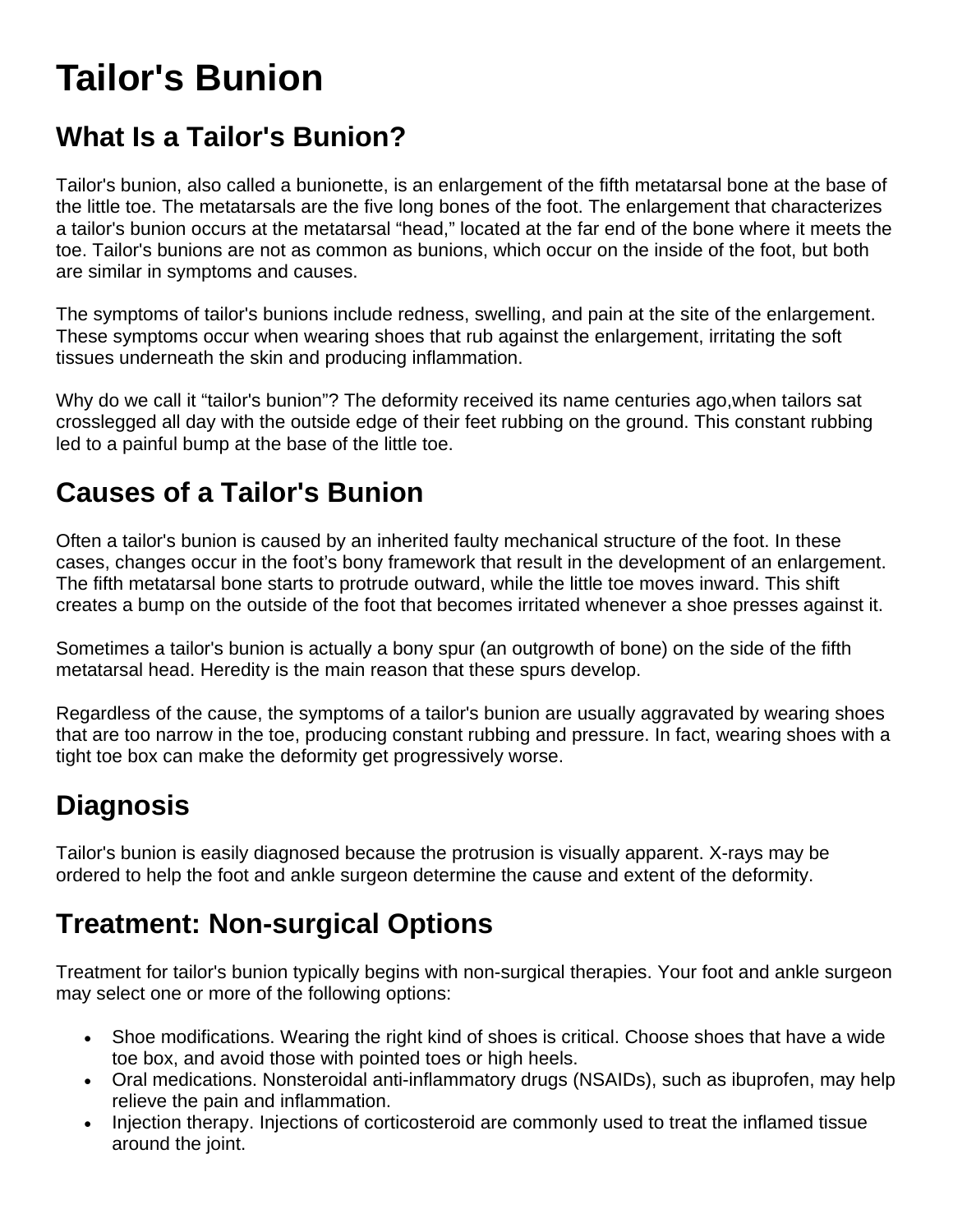# Tailor's Bunion

## What Is a Tailor's Bunion?

Tailor's bunion, also called a bunionette, is an enlargement of the fifth metatarsal bone at the base of the little toe. The metatarsals are the five long bones of the foot. The enlargement that characterizes a tailor's bunion occurs at the metatarsal "head," located at the far end of the bone where it meets the toe. Tailor's bunions are not as common as bunions, which occur on the inside of the foot, but both are similar in symptoms and causes.

The symptoms of tailor's bunions include redness, swelling, and pain at the site of the enlargement. These symptoms occur when wearing shoes that rub against the enlargement, irritating the soft tissues underneath the skin and producing inflammation.

Why do we call it "tailor's bunion"? The deformity received its name centuries ago,when tailors sat crosslegged all day with the outside edge of their feet rubbing on the ground. This constant rubbing led to a painful bump at the base of the little toe.

## Causes of a Tailor's Bunion

Often a tailor's bunion is caused by an inherited faulty mechanical structure of the foot. In these cases, changes occur in the foot's bony framework that result in the development of an enlargement. The fifth metatarsal bone starts to protrude outward, while the little toe moves inward. This shift creates a bump on the outside of the foot that becomes irritated whenever a shoe presses against it.

Sometimes a tailor's bunion is actually a bony spur (an outgrowth of bone) on the side of the fifth metatarsal head. Heredity is the main reason that these spurs develop.

Regardless of the cause, the symptoms of a tailor's bunion are usually aggravated by wearing shoes that are too narrow in the toe, producing constant rubbing and pressure. In fact, wearing shoes with a tight toe box can make the deformity get progressively worse.

## Diagnosis

Tailor's bunion is easily diagnosed because the protrusion is visually apparent. X-rays may be ordered to help the foot and ankle surgeon determine the cause and extent of the deformity.

## Treatment: Non-surgical Options

Treatment for tailor's bunion typically begins with non-surgical therapies. Your foot and ankle surgeon may select one or more of the following options:

- Shoe modifications. Wearing the right kind of shoes is critical. Choose shoes that have a wide toe box, and avoid those with pointed toes or high heels.
- Oral medications. Nonsteroidal anti-inflammatory drugs (NSAIDs), such as ibuprofen, may help relieve the pain and inflammation.
- Injection therapy. Injections of corticosteroid are commonly used to treat the inflamed tissue around the joint.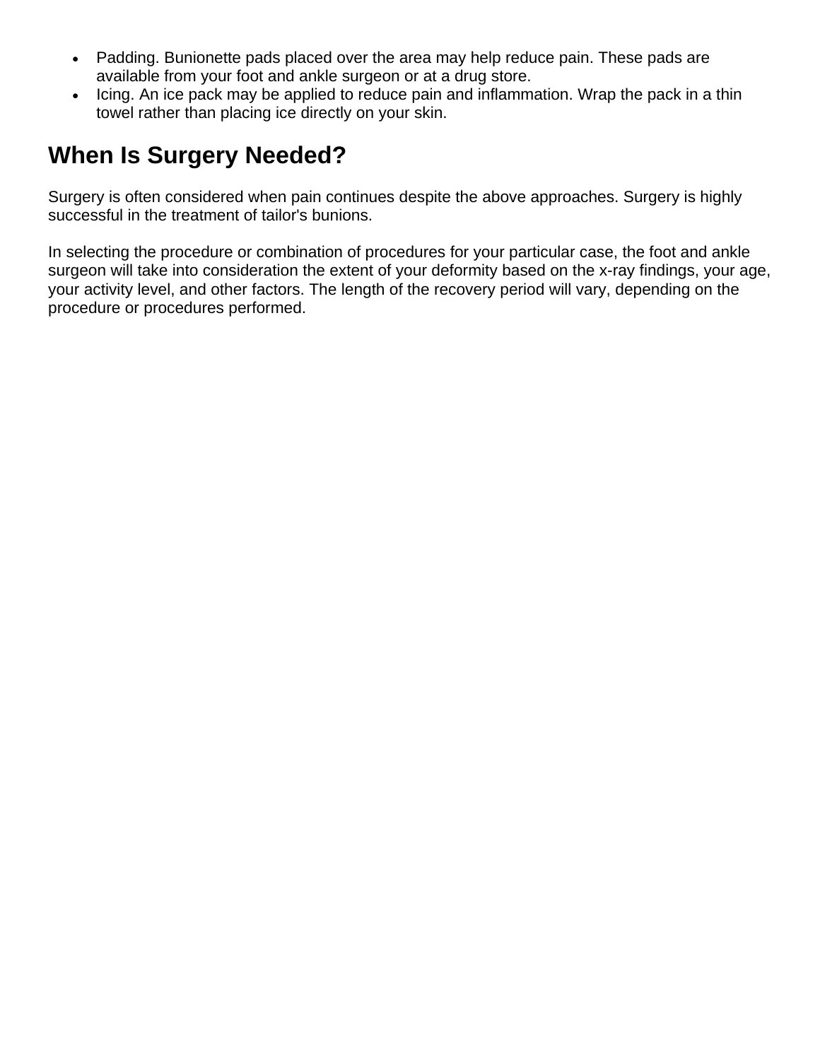- Padding. Bunionette pads placed over the area may help reduce pain. These pads are available from your foot and ankle surgeon or at a drug store.
- Icing. An ice pack may be applied to reduce pain and inflammation. Wrap the pack in a thin towel rather than placing ice directly on your skin.

## When Is Surgery Needed?

Surgery is often considered when pain continues despite the above approaches. Surgery is highly successful in the treatment of tailor's bunions.

In selecting the procedure or combination of procedures for your particular case, the foot and ankle surgeon will take into consideration the extent of your deformity based on the x-ray findings, your age, your activity level, and other factors. The length of the recovery period will vary, depending on the procedure or procedures performed.